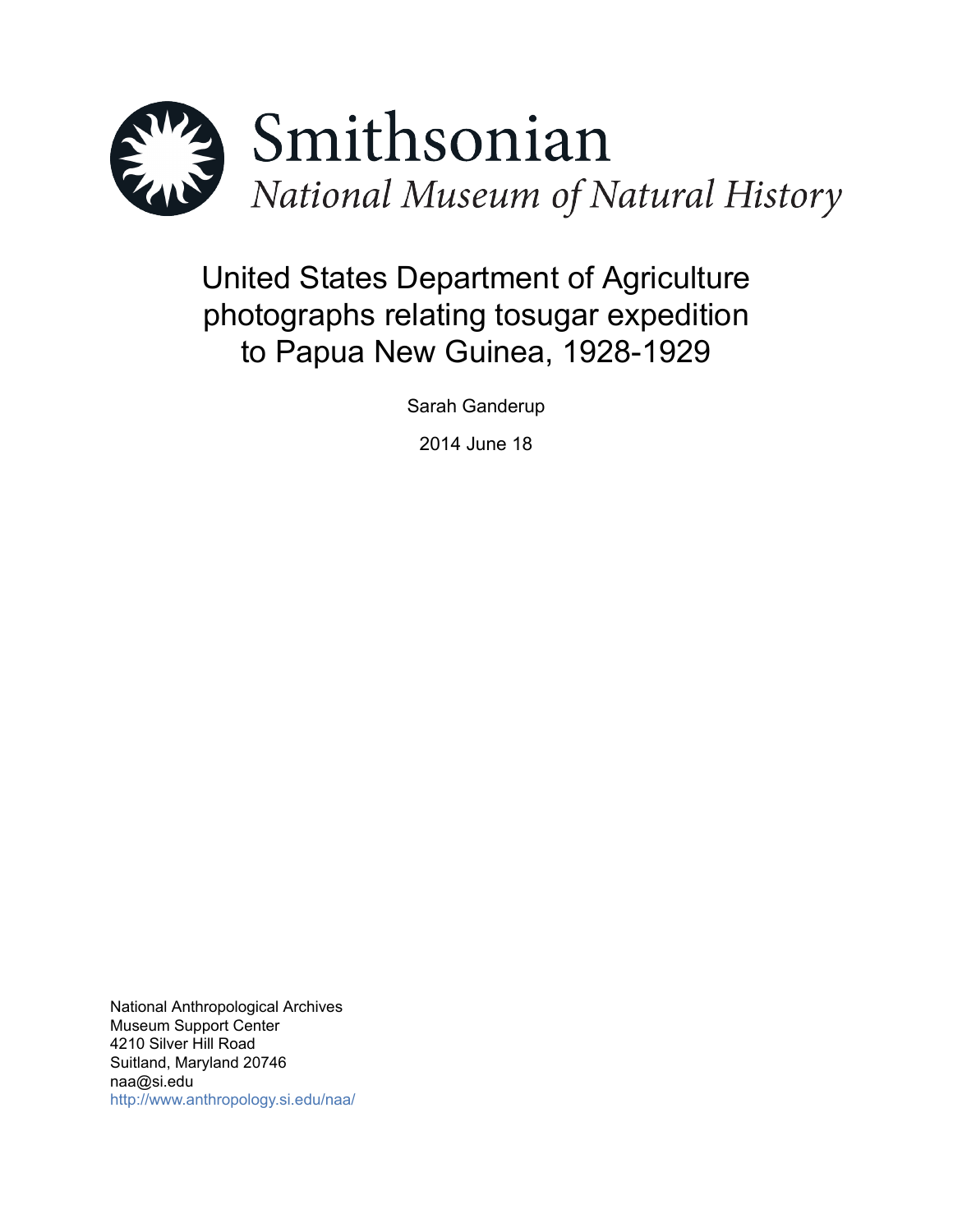Smithsonian

*National Museum of Natural History*

# United States Department of Agriculture photographs relating tosugar expedition to Papua New Guinea, 1928-1929

Sarah Ganderup

2014 June 18

National Anthropological Archives
Museum Support Center
4210 Silver Hill Road
Suitland, Maryland 20746
naa@si.edu
http://www.anthropology.si.edu/naa/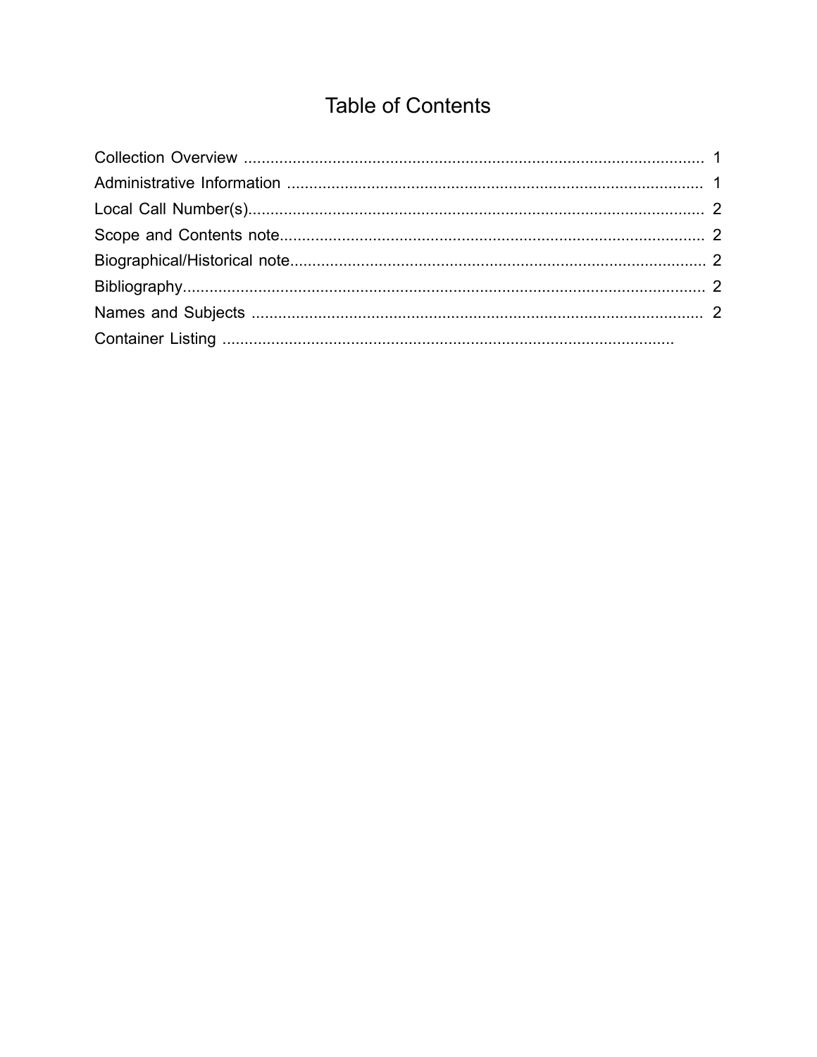# Table of Contents

Collection Overview .......................................................................................................... 1
Administrative Information ............................................................................................... 1
Local Call Number(s)........................................................................................................ 2
Scope and Contents note.................................................................................................. 2
Biographical/Historical note............................................................................................... 2
Bibliography....................................................................................................................... 2
Names and Subjects ......................................................................................................... 2
Container Listing ..........................................................................................................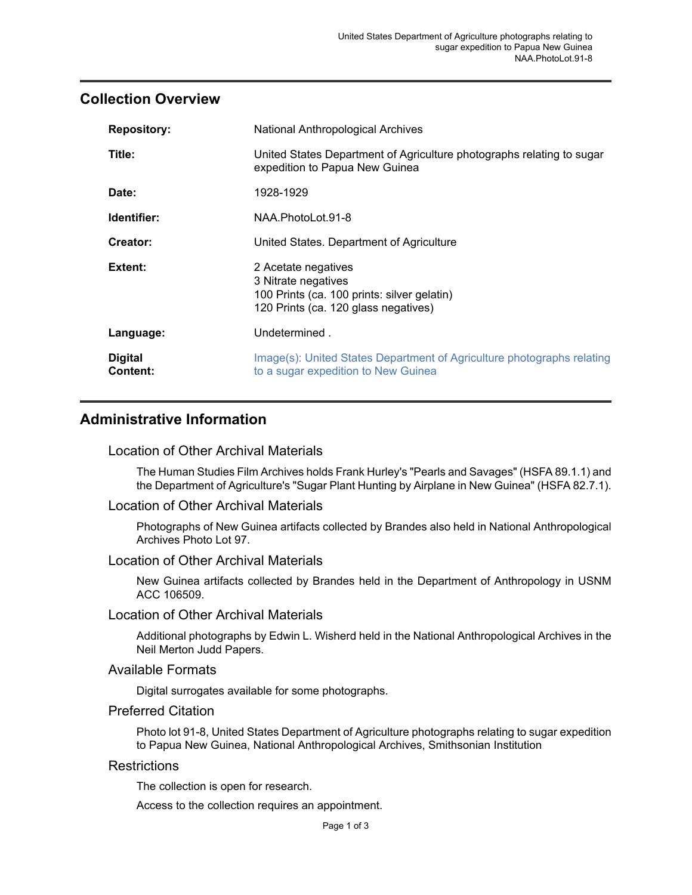## Collection Overview

**Repository:** National Anthropological Archives

**Title:** United States Department of Agriculture photographs relating to sugar expedition to Papua New Guinea

**Date:** 1928-1929

**Identifier:** NAA.PhotoLot.91-8

**Creator:** United States. Department of Agriculture

**Extent:** 2 Acetate negatives
3 Nitrate negatives
100 Prints (ca. 100 prints: silver gelatin)
120 Prints (ca. 120 glass negatives)

**Language:** Undetermined .

**Digital Content:** Image(s): United States Department of Agriculture photographs relating to a sugar expedition to New Guinea

## Administrative Information

### Location of Other Archival Materials

The Human Studies Film Archives holds Frank Hurley's "Pearls and Savages" (HSFA 89.1.1) and the Department of Agriculture's "Sugar Plant Hunting by Airplane in New Guinea" (HSFA 82.7.1).

### Location of Other Archival Materials

Photographs of New Guinea artifacts collected by Brandes also held in National Anthropological Archives Photo Lot 97.

### Location of Other Archival Materials

New Guinea artifacts collected by Brandes held in the Department of Anthropology in USNM ACC 106509.

### Location of Other Archival Materials

Additional photographs by Edwin L. Wisherd held in the National Anthropological Archives in the Neil Merton Judd Papers.

### Available Formats

Digital surrogates available for some photographs.

### Preferred Citation

Photo lot 91-8, United States Department of Agriculture photographs relating to sugar expedition to Papua New Guinea, National Anthropological Archives, Smithsonian Institution

### Restrictions

The collection is open for research.

Access to the collection requires an appointment.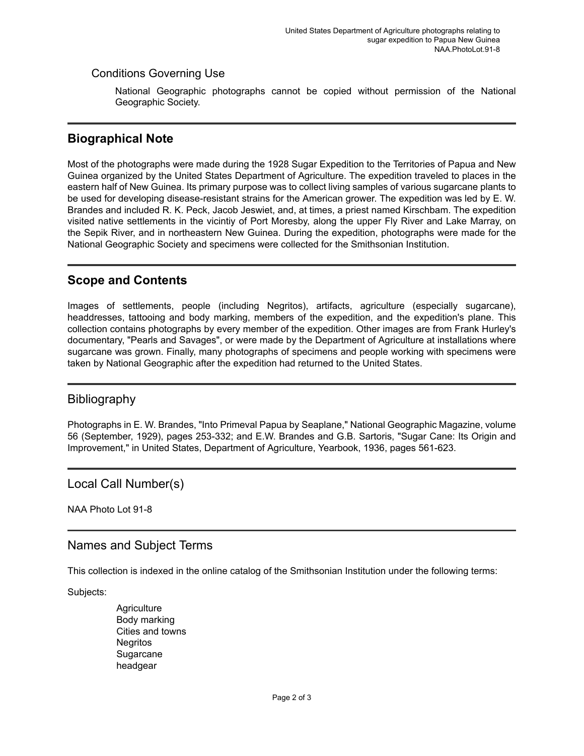## Conditions Governing Use

National Geographic photographs cannot be copied without permission of the National Geographic Society.

## Biographical Note

Most of the photographs were made during the 1928 Sugar Expedition to the Territories of Papua and New Guinea organized by the United States Department of Agriculture. The expedition traveled to places in the eastern half of New Guinea. Its primary purpose was to collect living samples of various sugarcane plants to be used for developing disease-resistant strains for the American grower. The expedition was led by E. W. Brandes and included R. K. Peck, Jacob Jeswiet, and, at times, a priest named Kirschbam. The expedition visited native settlements in the vicintiy of Port Moresby, along the upper Fly River and Lake Marray, on the Sepik River, and in northeastern New Guinea. During the expedition, photographs were made for the National Geographic Society and specimens were collected for the Smithsonian Institution.

## Scope and Contents

Images of settlements, people (including Negritos), artifacts, agriculture (especially sugarcane), headdresses, tattooing and body marking, members of the expedition, and the expedition's plane. This collection contains photographs by every member of the expedition. Other images are from Frank Hurley's documentary, "Pearls and Savages", or were made by the Department of Agriculture at installations where sugarcane was grown. Finally, many photographs of specimens and people working with specimens were taken by National Geographic after the expedition had returned to the United States.

## Bibliography

Photographs in E. W. Brandes, "Into Primeval Papua by Seaplane," National Geographic Magazine, volume 56 (September, 1929), pages 253-332; and E.W. Brandes and G.B. Sartoris, "Sugar Cane: Its Origin and Improvement," in United States, Department of Agriculture, Yearbook, 1936, pages 561-623.

## Local Call Number(s)

NAA Photo Lot 91-8

## Names and Subject Terms

This collection is indexed in the online catalog of the Smithsonian Institution under the following terms:

Subjects:

- Agriculture
- Body marking
- Cities and towns
- Negritos
- Sugarcane
- headgear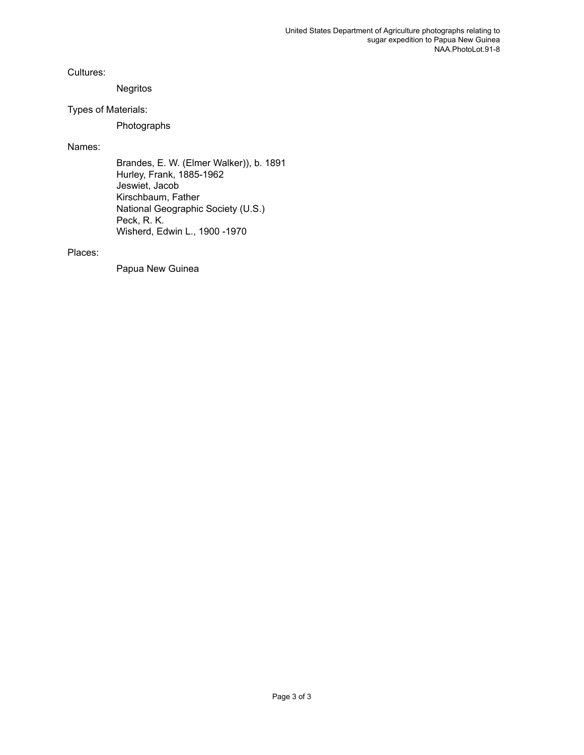Cultures:

Negritos

Types of Materials:

Photographs

Names:

Brandes, E. W. (Elmer Walker)), b. 1891
Hurley, Frank, 1885-1962
Jeswiet, Jacob
Kirschbaum, Father
National Geographic Society (U.S.)
Peck, R. K.
Wisherd, Edwin L., 1900 -1970

Places:

Papua New Guinea